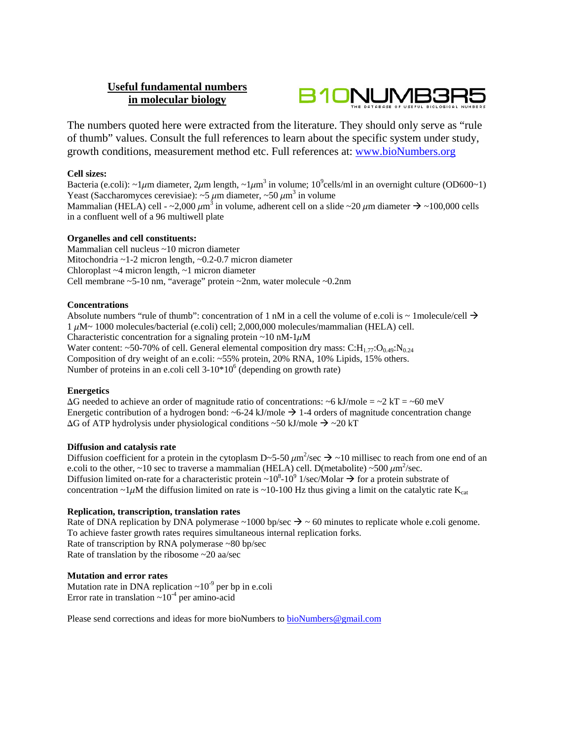# Useful fundamental numbers in molecular biology

B1ONUMB3R5 — THE DATABASE OF USEFUL BIOLOGICAL NUMBERS

The numbers quoted here were extracted from the literature. They should only serve as "rule of thumb" values. Consult the full references to learn about the specific system under study, growth conditions, measurement method etc. Full references at: [www.bioNumbers.org](http://www.bioNumbers.org)

**Cell sizes:**

Bacteria (e.coli): ~1$\mu$m diameter, 2$\mu$m length, ~1$\mu m^3$ in volume; $10^9$cells/ml in an overnight culture (OD600~1)
Yeast (Saccharomyces cerevisiae): ~5 $\mu$m diameter, ~50 $\mu m^3$ in volume
Mammalian (HELA) cell - ~2,000 $\mu m^3$ in volume, adherent cell on a slide ~20 $\mu$m diameter → ~100,000 cells in a confluent well of a 96 multiwell plate

**Organelles and cell constituents:**

Mammalian cell nucleus ~10 micron diameter
Mitochondria ~1-2 micron length, ~0.2-0.7 micron diameter
Chloroplast ~4 micron length, ~1 micron diameter
Cell membrane ~5-10 nm, "average" protein ~2nm, water molecule ~0.2nm

**Concentrations**

Absolute numbers "rule of thumb": concentration of 1 nM in a cell the volume of e.coli is ~ 1molecule/cell → 1 $\mu$M~ 1000 molecules/bacterial (e.coli) cell; 2,000,000 molecules/mammalian (HELA) cell.
Characteristic concentration for a signaling protein ~10 nM-1$\mu$M
Water content: ~50-70% of cell. General elemental composition dry mass: $C:H_{1.77}:O_{0.49}:N_{0.24}$
Composition of dry weight of an e.coli: ~55% protein, 20% RNA, 10% Lipids, 15% others.
Number of proteins in an e.coli cell 3-10*$10^6$ (depending on growth rate)

**Energetics**

$\Delta G$ needed to achieve an order of magnitude ratio of concentrations: ~6 kJ/mole = ~2 kT = ~60 meV
Energetic contribution of a hydrogen bond: ~6-24 kJ/mole → 1-4 orders of magnitude concentration change
$\Delta G$ of ATP hydrolysis under physiological conditions ~50 kJ/mole → ~20 kT

**Diffusion and catalysis rate**

Diffusion coefficient for a protein in the cytoplasm D~5-50 $\mu m^2$/sec → ~10 millisec to reach from one end of an e.coli to the other, ~10 sec to traverse a mammalian (HELA) cell. D(metabolite) ~500 $\mu m^2$/sec.
Diffusion limited on-rate for a characteristic protein ~$10^8$-$10^9$ 1/sec/Molar → for a protein substrate of concentration ~1$\mu$M the diffusion limited on rate is ~10-100 Hz thus giving a limit on the catalytic rate $K_{cat}$

**Replication, transcription, translation rates**

Rate of DNA replication by DNA polymerase ~1000 bp/sec → ~ 60 minutes to replicate whole e.coli genome. To achieve faster growth rates requires simultaneous internal replication forks.
Rate of transcription by RNA polymerase ~80 bp/sec
Rate of translation by the ribosome ~20 aa/sec

**Mutation and error rates**

Mutation rate in DNA replication ~$10^{-9}$ per bp in e.coli
Error rate in translation ~$10^{-4}$ per amino-acid

Please send corrections and ideas for more bioNumbers to [bioNumbers@gmail.com](mailto:bioNumbers@gmail.com)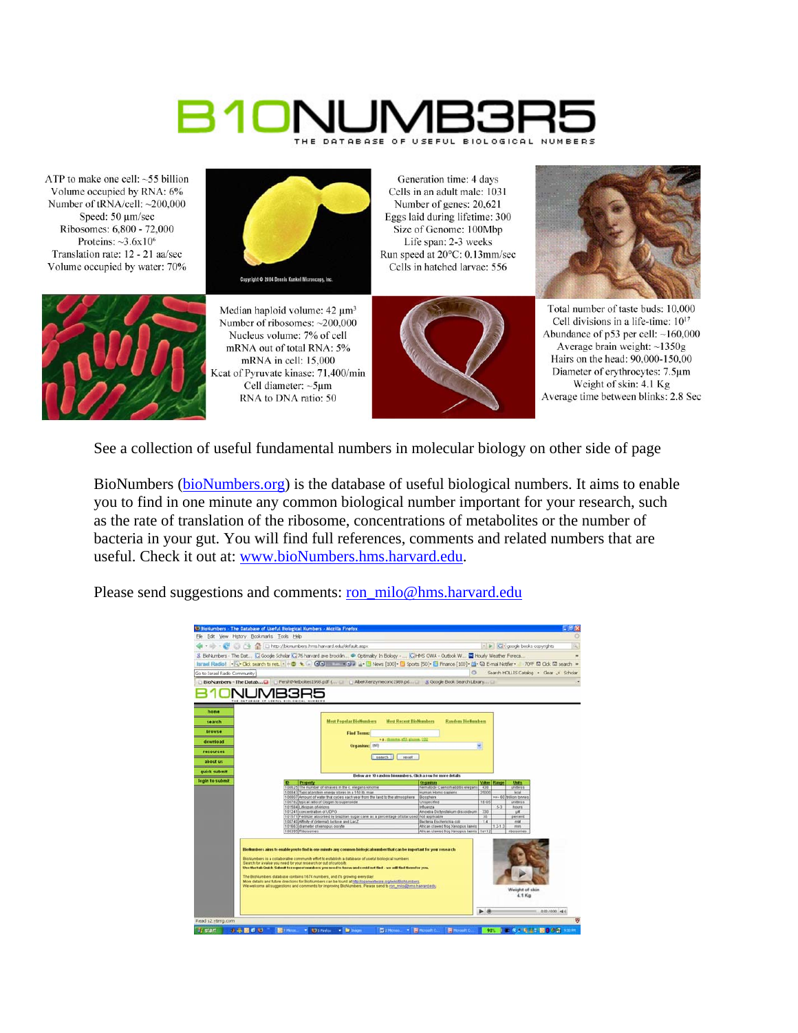# B10NUMB3R5

THE DATABASE OF USEFUL BIOLOGICAL NUMBERS

ATP to make one cell: ~55 billion
Volume occupied by RNA: 6%
Number of tRNA/cell: ~200,000
Speed: 50 µm/sec
Ribosomes: 6,800 - 72,000
Proteins: ~3.6x10$^{6}$
Translation rate: 12 - 21 aa/sec
Volume occupied by water: 70%

Copyright © 2004 Dennis Kunkel Microscopy, Inc.

Generation time: 4 days
Cells in an adult male: 1031
Number of genes: 20,621
Eggs laid during lifetime: 300
Size of Genome: 100Mbp
Life span: 2-3 weeks
Run speed at 20°C: 0.13mm/sec
Cells in hatched larvae: 556

Median haploid volume: 42 µm$^{3}$
Number of ribosomes: ~200,000
Nucleus volume: 7% of cell
mRNA out of total RNA: 5%
mRNA in cell: 15,000
Kcat of Pyruvate kinase: 71,400/min
Cell diameter: ~5µm
RNA to DNA ratio: 50

Total number of taste buds: 10,000
Cell divisions in a life-time: 10$^{17}$
Abundance of p53 per cell: ~160,000
Average brain weight: ~1350g
Hairs on the head: 90,000-150,00
Diameter of erythrocytes: 7.5µm
Weight of skin: 4.1 Kg
Average time between blinks: 2.8 Sec

See a collection of useful fundamental numbers in molecular biology on other side of page

BioNumbers (bioNumbers.org) is the database of useful biological numbers. It aims to enable you to find in one minute any common biological number important for your research, such as the rate of translation of the ribosome, concentrations of metabolites or the number of bacteria in your gut. You will find full references, comments and related numbers that are useful. Check it out at: www.bioNumbers.hms.harvard.edu.

Please send suggestions and comments: ron_milo@hms.harvard.edu